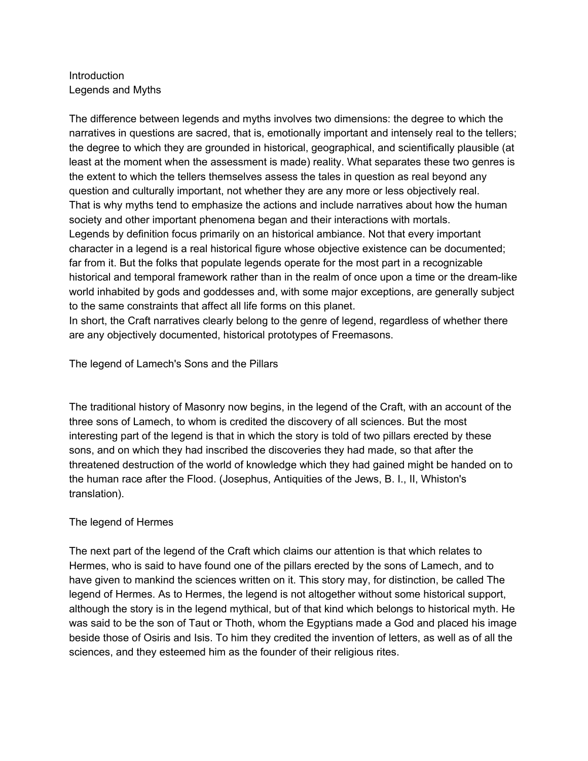# Introduction

## Legends and Myths

The difference between legends and myths involves two dimensions: the degree to which the narratives in questions are sacred, that is, emotionally important and intensely real to the tellers; the degree to which they are grounded in historical, geographical, and scientifically plausible (at least at the moment when the assessment is made) reality. What separates these two genres is the extent to which the tellers themselves assess the tales in question as real beyond any question and culturally important, not whether they are any more or less objectively real.
That is why myths tend to emphasize the actions and include narratives about how the human society and other important phenomena began and their interactions with mortals.
Legends by definition focus primarily on an historical ambiance. Not that every important character in a legend is a real historical figure whose objective existence can be documented; far from it. But the folks that populate legends operate for the most part in a recognizable historical and temporal framework rather than in the realm of once upon a time or the dream-like world inhabited by gods and goddesses and, with some major exceptions, are generally subject to the same constraints that affect all life forms on this planet.
In short, the Craft narratives clearly belong to the genre of legend, regardless of whether there are any objectively documented, historical prototypes of Freemasons.

## The legend of Lamech's Sons and the Pillars

The traditional history of Masonry now begins, in the legend of the Craft, with an account of the three sons of Lamech, to whom is credited the discovery of all sciences. But the most interesting part of the legend is that in which the story is told of two pillars erected by these sons, and on which they had inscribed the discoveries they had made, so that after the threatened destruction of the world of knowledge which they had gained might be handed on to the human race after the Flood. (Josephus, Antiquities of the Jews, B. I., II, Whiston's translation).

## The legend of Hermes

The next part of the legend of the Craft which claims our attention is that which relates to Hermes, who is said to have found one of the pillars erected by the sons of Lamech, and to have given to mankind the sciences written on it. This story may, for distinction, be called The legend of Hermes. As to Hermes, the legend is not altogether without some historical support, although the story is in the legend mythical, but of that kind which belongs to historical myth. He was said to be the son of Taut or Thoth, whom the Egyptians made a God and placed his image beside those of Osiris and Isis. To him they credited the invention of letters, as well as of all the sciences, and they esteemed him as the founder of their religious rites.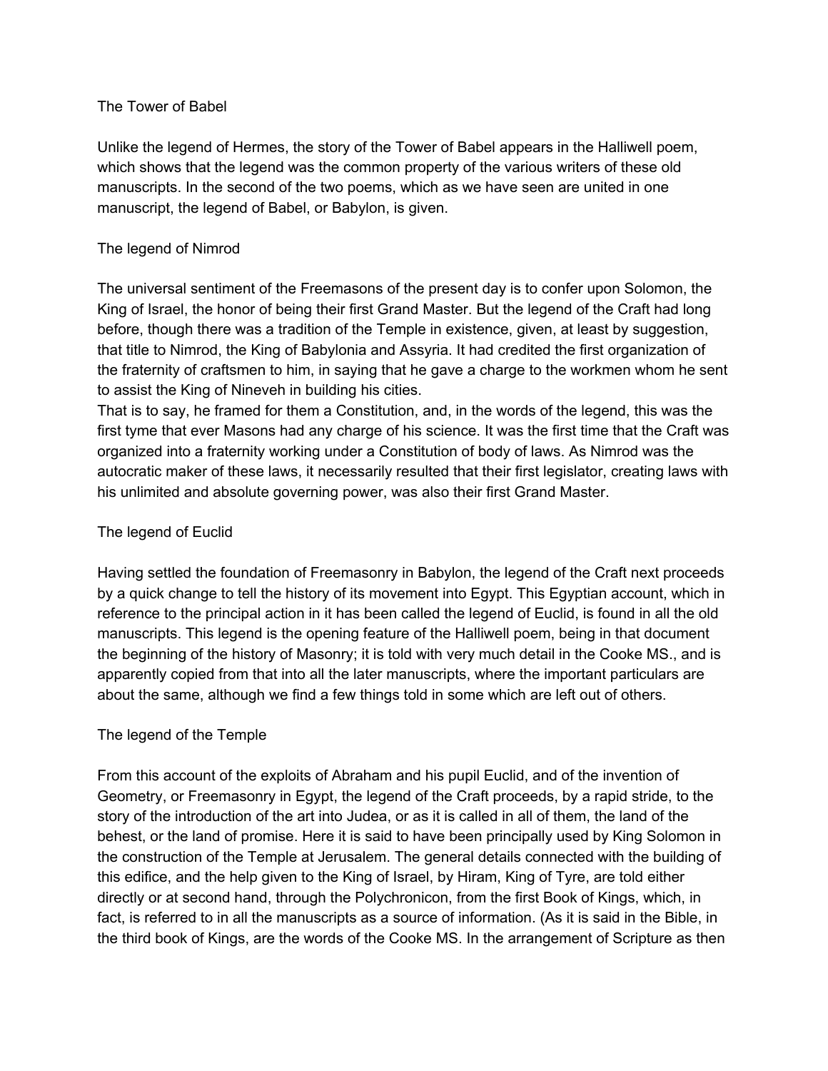## The Tower of Babel

Unlike the legend of Hermes, the story of the Tower of Babel appears in the Halliwell poem, which shows that the legend was the common property of the various writers of these old manuscripts. In the second of the two poems, which as we have seen are united in one manuscript, the legend of Babel, or Babylon, is given.

## The legend of Nimrod

The universal sentiment of the Freemasons of the present day is to confer upon Solomon, the King of Israel, the honor of being their first Grand Master. But the legend of the Craft had long before, though there was a tradition of the Temple in existence, given, at least by suggestion, that title to Nimrod, the King of Babylonia and Assyria. It had credited the first organization of the fraternity of craftsmen to him, in saying that he gave a charge to the workmen whom he sent to assist the King of Nineveh in building his cities.
That is to say, he framed for them a Constitution, and, in the words of the legend, this was the first tyme that ever Masons had any charge of his science. It was the first time that the Craft was organized into a fraternity working under a Constitution of body of laws. As Nimrod was the autocratic maker of these laws, it necessarily resulted that their first legislator, creating laws with his unlimited and absolute governing power, was also their first Grand Master.

## The legend of Euclid

Having settled the foundation of Freemasonry in Babylon, the legend of the Craft next proceeds by a quick change to tell the history of its movement into Egypt. This Egyptian account, which in reference to the principal action in it has been called the legend of Euclid, is found in all the old manuscripts. This legend is the opening feature of the Halliwell poem, being in that document the beginning of the history of Masonry; it is told with very much detail in the Cooke MS., and is apparently copied from that into all the later manuscripts, where the important particulars are about the same, although we find a few things told in some which are left out of others.

## The legend of the Temple

From this account of the exploits of Abraham and his pupil Euclid, and of the invention of Geometry, or Freemasonry in Egypt, the legend of the Craft proceeds, by a rapid stride, to the story of the introduction of the art into Judea, or as it is called in all of them, the land of the behest, or the land of promise. Here it is said to have been principally used by King Solomon in the construction of the Temple at Jerusalem. The general details connected with the building of this edifice, and the help given to the King of Israel, by Hiram, King of Tyre, are told either directly or at second hand, through the Polychronicon, from the first Book of Kings, which, in fact, is referred to in all the manuscripts as a source of information. (As it is said in the Bible, in the third book of Kings, are the words of the Cooke MS. In the arrangement of Scripture as then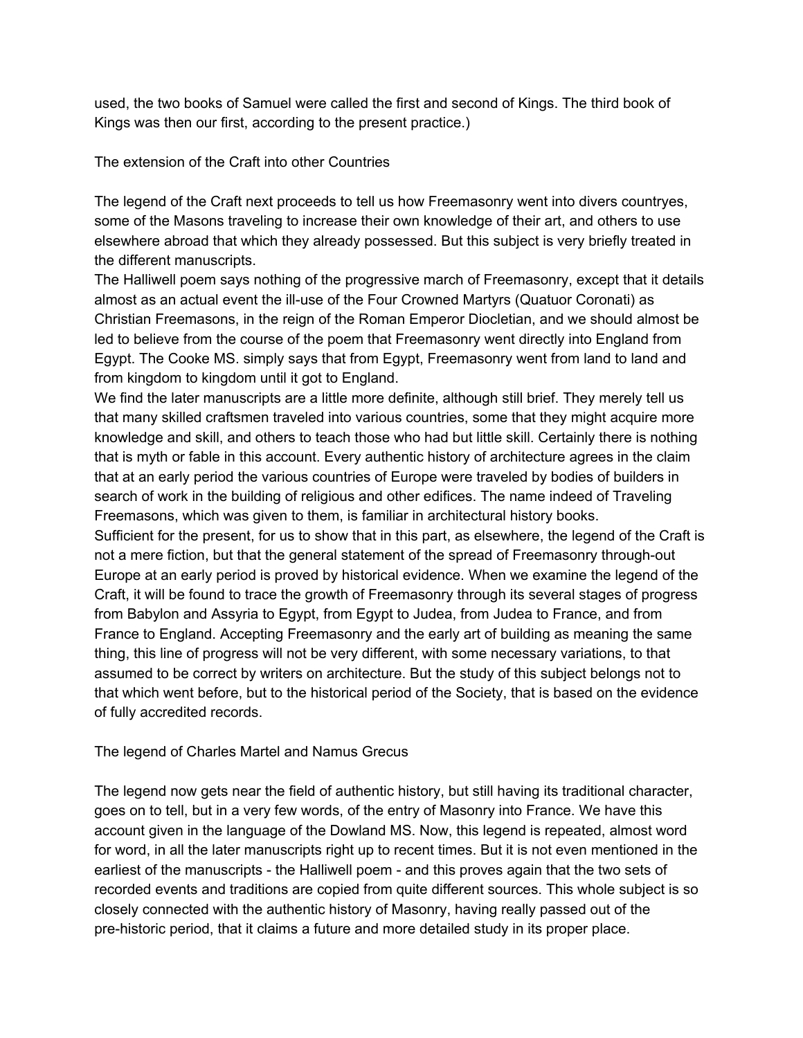used, the two books of Samuel were called the first and second of Kings. The third book of Kings was then our first, according to the present practice.)

## The extension of the Craft into other Countries

The legend of the Craft next proceeds to tell us how Freemasonry went into divers countryes, some of the Masons traveling to increase their own knowledge of their art, and others to use elsewhere abroad that which they already possessed. But this subject is very briefly treated in the different manuscripts.

The Halliwell poem says nothing of the progressive march of Freemasonry, except that it details almost as an actual event the ill-use of the Four Crowned Martyrs (Quatuor Coronati) as Christian Freemasons, in the reign of the Roman Emperor Diocletian, and we should almost be led to believe from the course of the poem that Freemasonry went directly into England from Egypt. The Cooke MS. simply says that from Egypt, Freemasonry went from land to land and from kingdom to kingdom until it got to England.

We find the later manuscripts are a little more definite, although still brief. They merely tell us that many skilled craftsmen traveled into various countries, some that they might acquire more knowledge and skill, and others to teach those who had but little skill. Certainly there is nothing that is myth or fable in this account. Every authentic history of architecture agrees in the claim that at an early period the various countries of Europe were traveled by bodies of builders in search of work in the building of religious and other edifices. The name indeed of Traveling Freemasons, which was given to them, is familiar in architectural history books.

Sufficient for the present, for us to show that in this part, as elsewhere, the legend of the Craft is not a mere fiction, but that the general statement of the spread of Freemasonry through-out Europe at an early period is proved by historical evidence. When we examine the legend of the Craft, it will be found to trace the growth of Freemasonry through its several stages of progress from Babylon and Assyria to Egypt, from Egypt to Judea, from Judea to France, and from France to England. Accepting Freemasonry and the early art of building as meaning the same thing, this line of progress will not be very different, with some necessary variations, to that assumed to be correct by writers on architecture. But the study of this subject belongs not to that which went before, but to the historical period of the Society, that is based on the evidence of fully accredited records.

## The legend of Charles Martel and Namus Grecus

The legend now gets near the field of authentic history, but still having its traditional character, goes on to tell, but in a very few words, of the entry of Masonry into France. We have this account given in the language of the Dowland MS. Now, this legend is repeated, almost word for word, in all the later manuscripts right up to recent times. But it is not even mentioned in the earliest of the manuscripts - the Halliwell poem - and this proves again that the two sets of recorded events and traditions are copied from quite different sources. This whole subject is so closely connected with the authentic history of Masonry, having really passed out of the pre-historic period, that it claims a future and more detailed study in its proper place.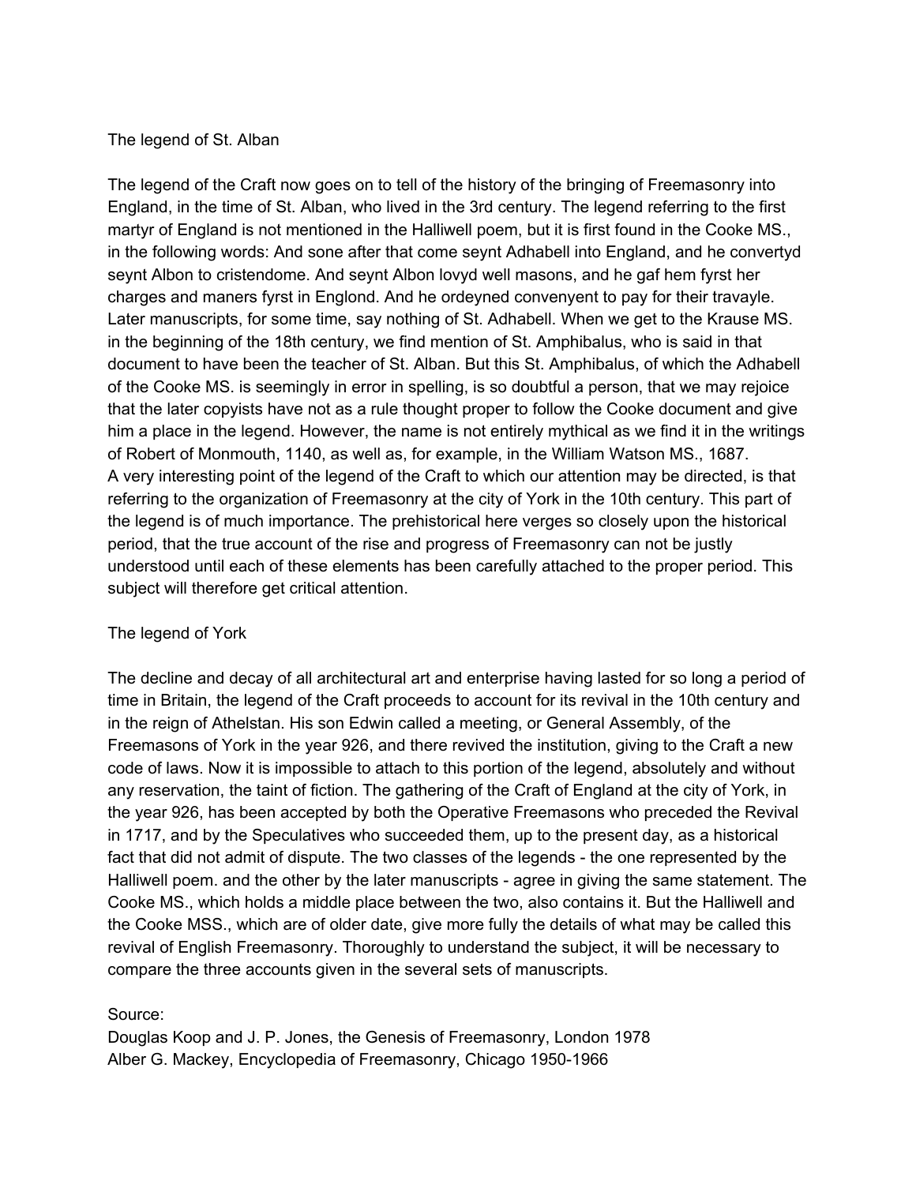## The legend of St. Alban

The legend of the Craft now goes on to tell of the history of the bringing of Freemasonry into England, in the time of St. Alban, who lived in the 3rd century. The legend referring to the first martyr of England is not mentioned in the Halliwell poem, but it is first found in the Cooke MS., in the following words: And sone after that come seynt Adhabell into England, and he convertyd seynt Albon to cristendome. And seynt Albon lovyd well masons, and he gaf hem fyrst her charges and maners fyrst in Englond. And he ordeyned convenyent to pay for their travayle. Later manuscripts, for some time, say nothing of St. Adhabell. When we get to the Krause MS. in the beginning of the 18th century, we find mention of St. Amphibalus, who is said in that document to have been the teacher of St. Alban. But this St. Amphibalus, of which the Adhabell of the Cooke MS. is seemingly in error in spelling, is so doubtful a person, that we may rejoice that the later copyists have not as a rule thought proper to follow the Cooke document and give him a place in the legend. However, the name is not entirely mythical as we find it in the writings of Robert of Monmouth, 1140, as well as, for example, in the William Watson MS., 1687.
A very interesting point of the legend of the Craft to which our attention may be directed, is that referring to the organization of Freemasonry at the city of York in the 10th century. This part of the legend is of much importance. The prehistorical here verges so closely upon the historical period, that the true account of the rise and progress of Freemasonry can not be justly understood until each of these elements has been carefully attached to the proper period. This subject will therefore get critical attention.

## The legend of York

The decline and decay of all architectural art and enterprise having lasted for so long a period of time in Britain, the legend of the Craft proceeds to account for its revival in the 10th century and in the reign of Athelstan. His son Edwin called a meeting, or General Assembly, of the Freemasons of York in the year 926, and there revived the institution, giving to the Craft a new code of laws. Now it is impossible to attach to this portion of the legend, absolutely and without any reservation, the taint of fiction. The gathering of the Craft of England at the city of York, in the year 926, has been accepted by both the Operative Freemasons who preceded the Revival in 1717, and by the Speculatives who succeeded them, up to the present day, as a historical fact that did not admit of dispute. The two classes of the legends - the one represented by the Halliwell poem. and the other by the later manuscripts - agree in giving the same statement. The Cooke MS., which holds a middle place between the two, also contains it. But the Halliwell and the Cooke MSS., which are of older date, give more fully the details of what may be called this revival of English Freemasonry. Thoroughly to understand the subject, it will be necessary to compare the three accounts given in the several sets of manuscripts.

Source:
Douglas Koop and J. P. Jones, the Genesis of Freemasonry, London 1978
Alber G. Mackey, Encyclopedia of Freemasonry, Chicago 1950-1966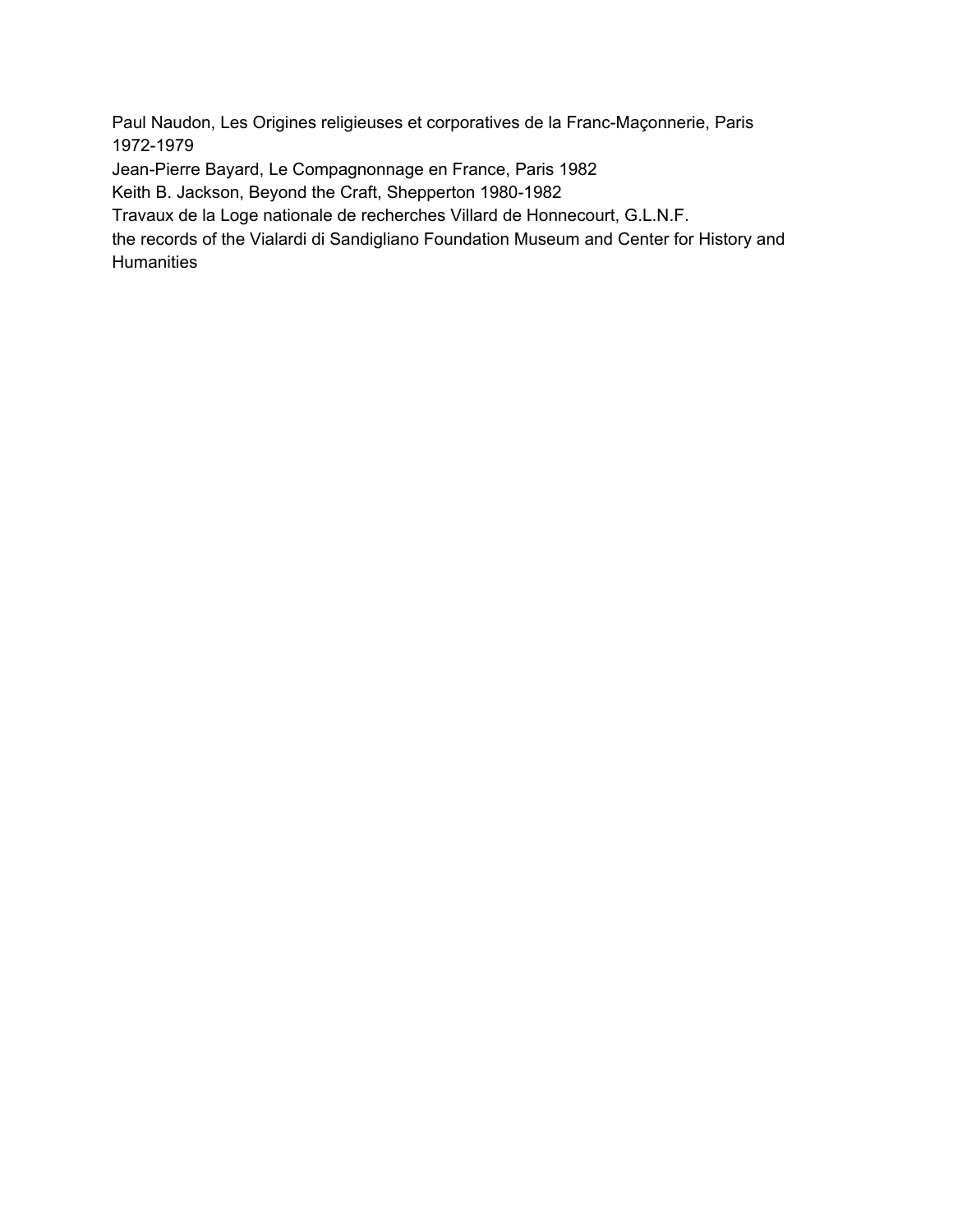Paul Naudon, Les Origines religieuses et corporatives de la Franc-Maçonnerie, Paris 1972-1979

Jean-Pierre Bayard, Le Compagnonnage en France, Paris 1982

Keith B. Jackson, Beyond the Craft, Shepperton 1980-1982

Travaux de la Loge nationale de recherches Villard de Honnecourt, G.L.N.F.

the records of the Vialardi di Sandigliano Foundation Museum and Center for History and Humanities